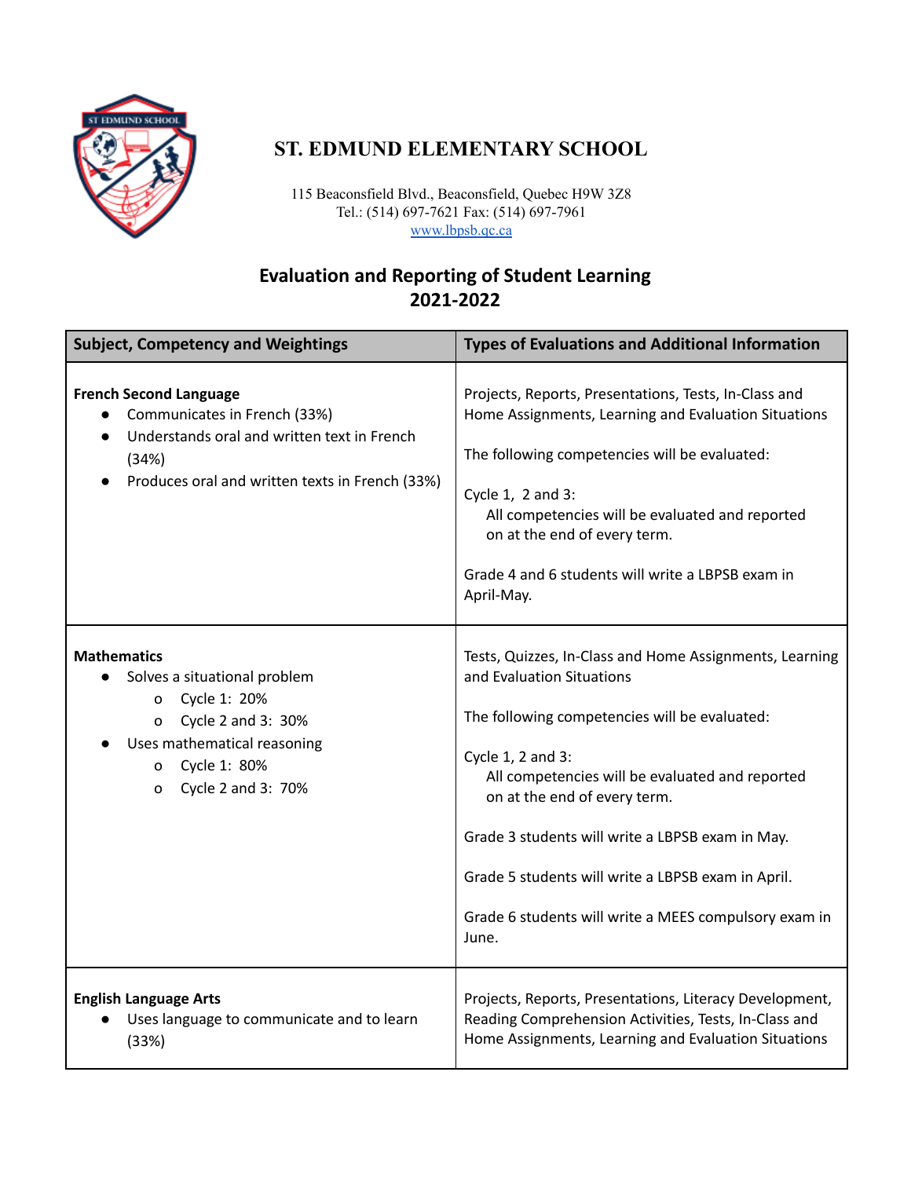# ST. EDMUND ELEMENTARY SCHOOL

115 Beaconsfield Blvd., Beaconsfield, Quebec H9W 3Z8
Tel.: (514) 697-7621 Fax: (514) 697-7961
www.lbpsb.qc.ca

## Evaluation and Reporting of Student Learning
## 2021-2022

| Subject, Competency and Weightings | Types of Evaluations and Additional Information |
|---|---|
| **French Second Language**<br>● Communicates in French (33%)<br>● Understands oral and written text in French (34%)<br>● Produces oral and written texts in French (33%) | Projects, Reports, Presentations, Tests, In-Class and Home Assignments, Learning and Evaluation Situations<br><br>The following competencies will be evaluated:<br><br>Cycle 1, 2 and 3:<br>All competencies will be evaluated and reported on at the end of every term.<br><br>Grade 4 and 6 students will write a LBPSB exam in April-May. |
| **Mathematics**<br>● Solves a situational problem<br>o Cycle 1: 20%<br>o Cycle 2 and 3: 30%<br>● Uses mathematical reasoning<br>o Cycle 1: 80%<br>o Cycle 2 and 3: 70% | Tests, Quizzes, In-Class and Home Assignments, Learning and Evaluation Situations<br><br>The following competencies will be evaluated:<br><br>Cycle 1, 2 and 3:<br>All competencies will be evaluated and reported on at the end of every term.<br><br>Grade 3 students will write a LBPSB exam in May.<br><br>Grade 5 students will write a LBPSB exam in April.<br><br>Grade 6 students will write a MEES compulsory exam in June. |
| **English Language Arts**<br>● Uses language to communicate and to learn (33%) | Projects, Reports, Presentations, Literacy Development, Reading Comprehension Activities, Tests, In-Class and Home Assignments, Learning and Evaluation Situations |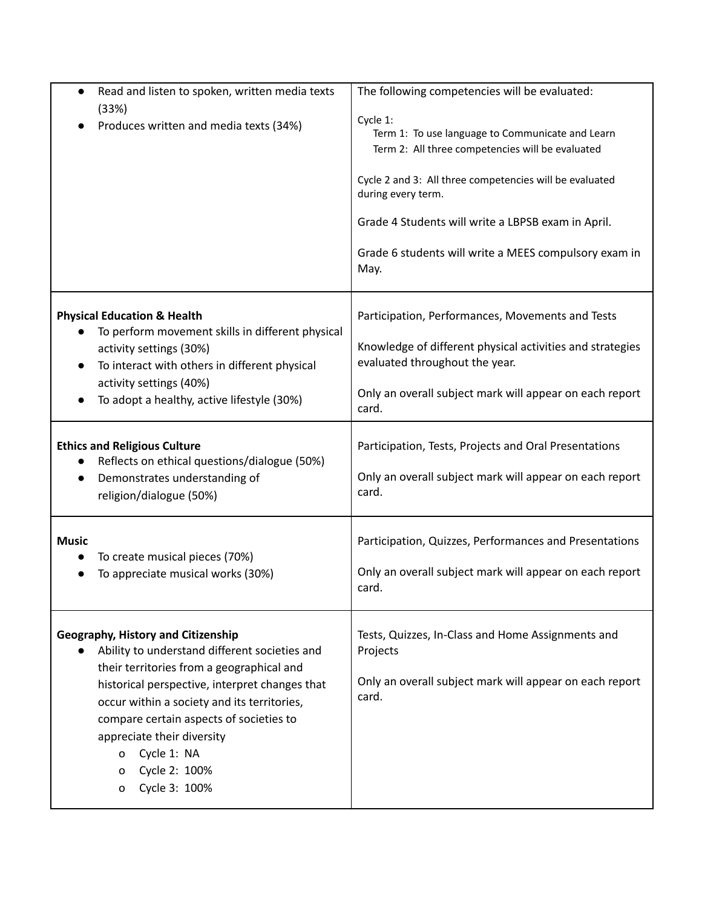| | |
|---|---|
| • Read and listen to spoken, written media texts (33%)<br>• Produces written and media texts (34%) | The following competencies will be evaluated:<br><br>Cycle 1:<br>Term 1: To use language to Communicate and Learn<br>Term 2: All three competencies will be evaluated<br><br>Cycle 2 and 3: All three competencies will be evaluated during every term.<br><br>Grade 4 Students will write a LBPSB exam in April.<br><br>Grade 6 students will write a MEES compulsory exam in May. |
| **Physical Education & Health**<br>• To perform movement skills in different physical activity settings (30%)<br>• To interact with others in different physical activity settings (40%)<br>• To adopt a healthy, active lifestyle (30%) | Participation, Performances, Movements and Tests<br><br>Knowledge of different physical activities and strategies evaluated throughout the year.<br><br>Only an overall subject mark will appear on each report card. |
| **Ethics and Religious Culture**<br>• Reflects on ethical questions/dialogue (50%)<br>• Demonstrates understanding of religion/dialogue (50%) | Participation, Tests, Projects and Oral Presentations<br><br>Only an overall subject mark will appear on each report card. |
| **Music**<br>• To create musical pieces (70%)<br>• To appreciate musical works (30%) | Participation, Quizzes, Performances and Presentations<br><br>Only an overall subject mark will appear on each report card. |
| **Geography, History and Citizenship**<br>• Ability to understand different societies and their territories from a geographical and historical perspective, interpret changes that occur within a society and its territories, compare certain aspects of societies to appreciate their diversity<br>o Cycle 1: NA<br>o Cycle 2: 100%<br>o Cycle 3: 100% | Tests, Quizzes, In-Class and Home Assignments and Projects<br><br>Only an overall subject mark will appear on each report card. |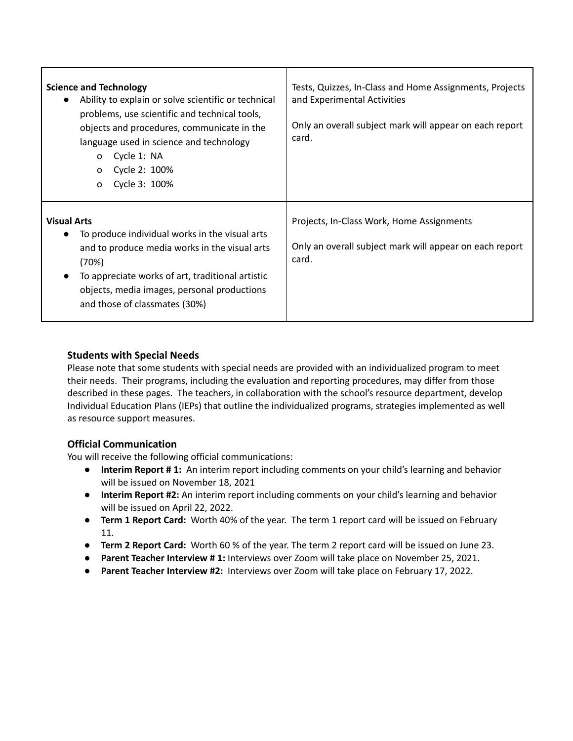| | |
|---|---|
| **Science and Technology**<br>● Ability to explain or solve scientific or technical problems, use scientific and technical tools, objects and procedures, communicate in the language used in science and technology<br>o Cycle 1: NA<br>o Cycle 2: 100%<br>o Cycle 3: 100% | Tests, Quizzes, In-Class and Home Assignments, Projects and Experimental Activities<br><br>Only an overall subject mark will appear on each report card. |
| **Visual Arts**<br>● To produce individual works in the visual arts and to produce media works in the visual arts (70%)<br>● To appreciate works of art, traditional artistic objects, media images, personal productions and those of classmates (30%) | Projects, In-Class Work, Home Assignments<br><br>Only an overall subject mark will appear on each report card. |

### Students with Special Needs

Please note that some students with special needs are provided with an individualized program to meet their needs. Their programs, including the evaluation and reporting procedures, may differ from those described in these pages. The teachers, in collaboration with the school's resource department, develop Individual Education Plans (IEPs) that outline the individualized programs, strategies implemented as well as resource support measures.

### Official Communication

You will receive the following official communications:

- **Interim Report # 1:** An interim report including comments on your child's learning and behavior will be issued on November 18, 2021
- **Interim Report #2:** An interim report including comments on your child's learning and behavior will be issued on April 22, 2022.
- **Term 1 Report Card:** Worth 40% of the year. The term 1 report card will be issued on February 11.
- **Term 2 Report Card:** Worth 60 % of the year. The term 2 report card will be issued on June 23.
- **Parent Teacher Interview # 1:** Interviews over Zoom will take place on November 25, 2021.
- **Parent Teacher Interview #2:** Interviews over Zoom will take place on February 17, 2022.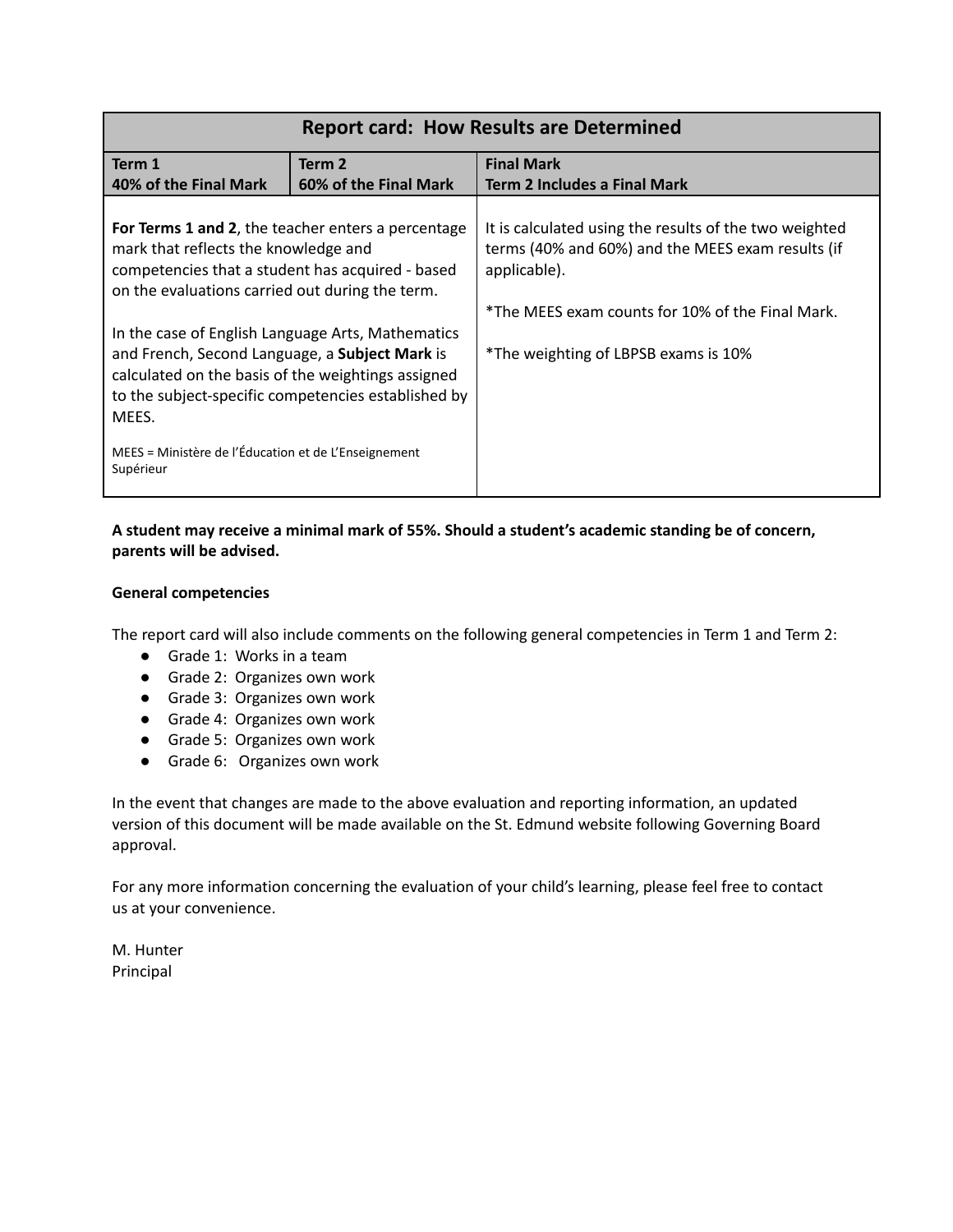| Report card: How Results are Determined | | |
|---|---|---|
| **Term 1**<br>**40% of the Final Mark** | **Term 2**<br>**60% of the Final Mark** | **Final Mark**<br>**Term 2 Includes a Final Mark** |
| **For Terms 1 and 2**, the teacher enters a percentage mark that reflects the knowledge and competencies that a student has acquired - based on the evaluations carried out during the term.<br><br>In the case of English Language Arts, Mathematics and French, Second Language, a **Subject Mark** is calculated on the basis of the weightings assigned to the subject-specific competencies established by MEES.<br><br>MEES = Ministère de l'Éducation et de L'Enseignement Supérieur | | It is calculated using the results of the two weighted terms (40% and 60%) and the MEES exam results (if applicable).<br><br>*The MEES exam counts for 10% of the Final Mark.<br><br>*The weighting of LBPSB exams is 10% |

**A student may receive a minimal mark of 55%. Should a student's academic standing be of concern, parents will be advised.**

**General competencies**

The report card will also include comments on the following general competencies in Term 1 and Term 2:

- Grade 1: Works in a team
- Grade 2: Organizes own work
- Grade 3: Organizes own work
- Grade 4: Organizes own work
- Grade 5: Organizes own work
- Grade 6: Organizes own work

In the event that changes are made to the above evaluation and reporting information, an updated version of this document will be made available on the St. Edmund website following Governing Board approval.

For any more information concerning the evaluation of your child's learning, please feel free to contact us at your convenience.

M. Hunter
Principal